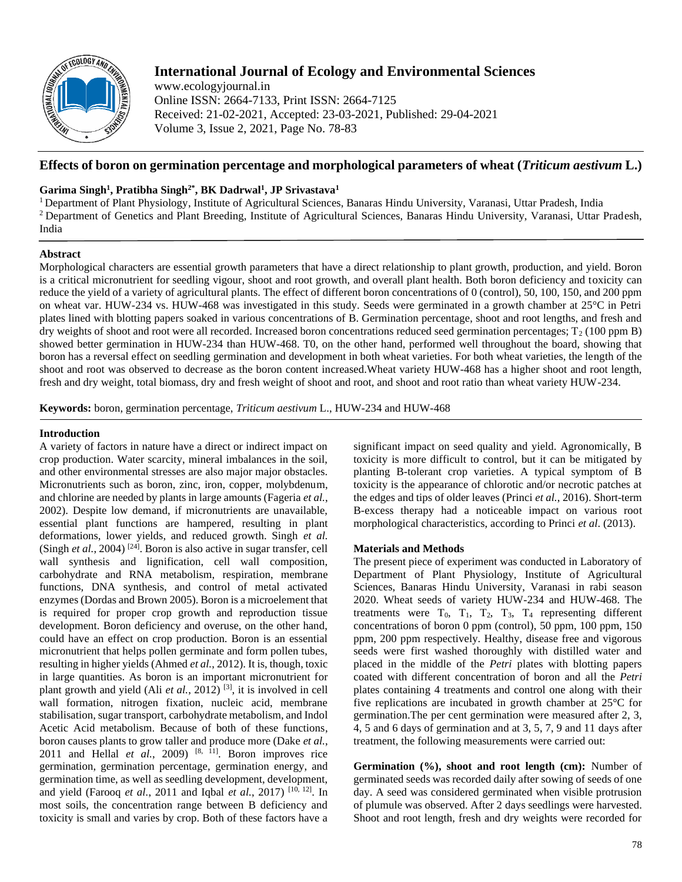# Effects of boron on germination percentage and morphological parameters of wheat (*Triticum aestivum* L.)

**Garima Singh[1], Pratibha Singh[2*], BK Dadrwal[1], JP Srivastava[1]**

[1] Department of Plant Physiology, Institute of Agricultural Sciences, Banaras Hindu University, Varanasi, Uttar Pradesh, India

[2] Department of Genetics and Plant Breeding, Institute of Agricultural Sciences, Banaras Hindu University, Varanasi, Uttar Pradesh, India

## Abstract

Morphological characters are essential growth parameters that have a direct relationship to plant growth, production, and yield. Boron is a critical micronutrient for seedling vigour, shoot and root growth, and overall plant health. Both boron deficiency and toxicity can reduce the yield of a variety of agricultural plants. The effect of different boron concentrations of 0 (control), 50, 100, 150, and 200 ppm on wheat var. HUW-234 vs. HUW-468 was investigated in this study. Seeds were germinated in a growth chamber at 25°C in Petri plates lined with blotting papers soaked in various concentrations of B. Germination percentage, shoot and root lengths, and fresh and dry weights of shoot and root were all recorded. Increased boron concentrations reduced seed germination percentages; $T_2$ (100 ppm B) showed better germination in HUW-234 than HUW-468. T0, on the other hand, performed well throughout the board, showing that boron has a reversal effect on seedling germination and development in both wheat varieties. For both wheat varieties, the length of the shoot and root was observed to decrease as the boron content increased.Wheat variety HUW-468 has a higher shoot and root length, fresh and dry weight, total biomass, dry and fresh weight of shoot and root, and shoot and root ratio than wheat variety HUW-234.

**Keywords:** boron, germination percentage, *Triticum aestivum* L., HUW-234 and HUW-468

## Introduction

A variety of factors in nature have a direct or indirect impact on crop production. Water scarcity, mineral imbalances in the soil, and other environmental stresses are also major major obstacles. Micronutrients such as boron, zinc, iron, copper, molybdenum, and chlorine are needed by plants in large amounts (Fageria *et al.*, 2002). Despite low demand, if micronutrients are unavailable, essential plant functions are hampered, resulting in plant deformations, lower yields, and reduced growth. Singh *et al.* (Singh *et al.*, 2004) [24]. Boron is also active in sugar transfer, cell wall synthesis and lignification, cell wall composition, carbohydrate and RNA metabolism, respiration, membrane functions, DNA synthesis, and control of metal activated enzymes (Dordas and Brown 2005). Boron is a microelement that is required for proper crop growth and reproduction tissue development. Boron deficiency and overuse, on the other hand, could have an effect on crop production. Boron is an essential micronutrient that helps pollen germinate and form pollen tubes, resulting in higher yields (Ahmed *et al.*, 2012). It is, though, toxic in large quantities. As boron is an important micronutrient for plant growth and yield (Ali *et al.*, 2012) [3], it is involved in cell wall formation, nitrogen fixation, nucleic acid, membrane stabilisation, sugar transport, carbohydrate metabolism, and Indol Acetic Acid metabolism. Because of both of these functions, boron causes plants to grow taller and produce more (Dake *et al.*, 2011 and Hellal *et al.*, 2009) [8, 11]. Boron improves rice germination, germination percentage, germination energy, and germination time, as well as seedling development, development, and yield (Farooq *et al.*, 2011 and Iqbal *et al.*, 2017) [10, 12]. In most soils, the concentration range between B deficiency and toxicity is small and varies by crop. Both of these factors have a significant impact on seed quality and yield. Agronomically, B toxicity is more difficult to control, but it can be mitigated by planting B-tolerant crop varieties. A typical symptom of B toxicity is the appearance of chlorotic and/or necrotic patches at the edges and tips of older leaves (Princi *et al.*, 2016). Short-term B-excess therapy had a noticeable impact on various root morphological characteristics, according to Princi *et al*. (2013).

## Materials and Methods

The present piece of experiment was conducted in Laboratory of Department of Plant Physiology, Institute of Agricultural Sciences, Banaras Hindu University, Varanasi in rabi season 2020. Wheat seeds of variety HUW-234 and HUW-468. The treatments were $T_0$, $T_1$, $T_2$, $T_3$, $T_4$ representing different concentrations of boron 0 ppm (control), 50 ppm, 100 ppm, 150 ppm, 200 ppm respectively. Healthy, disease free and vigorous seeds were first washed thoroughly with distilled water and placed in the middle of the *Petri* plates with blotting papers coated with different concentration of boron and all the *Petri* plates containing 4 treatments and control one along with their five replications are incubated in growth chamber at 25°C for germination.The per cent germination were measured after 2, 3, 4, 5 and 6 days of germination and at 3, 5, 7, 9 and 11 days after treatment, the following measurements were carried out:

**Germination (%), shoot and root length (cm):** Number of germinated seeds was recorded daily after sowing of seeds of one day. A seed was considered germinated when visible protrusion of plumule was observed. After 2 days seedlings were harvested. Shoot and root length, fresh and dry weights were recorded for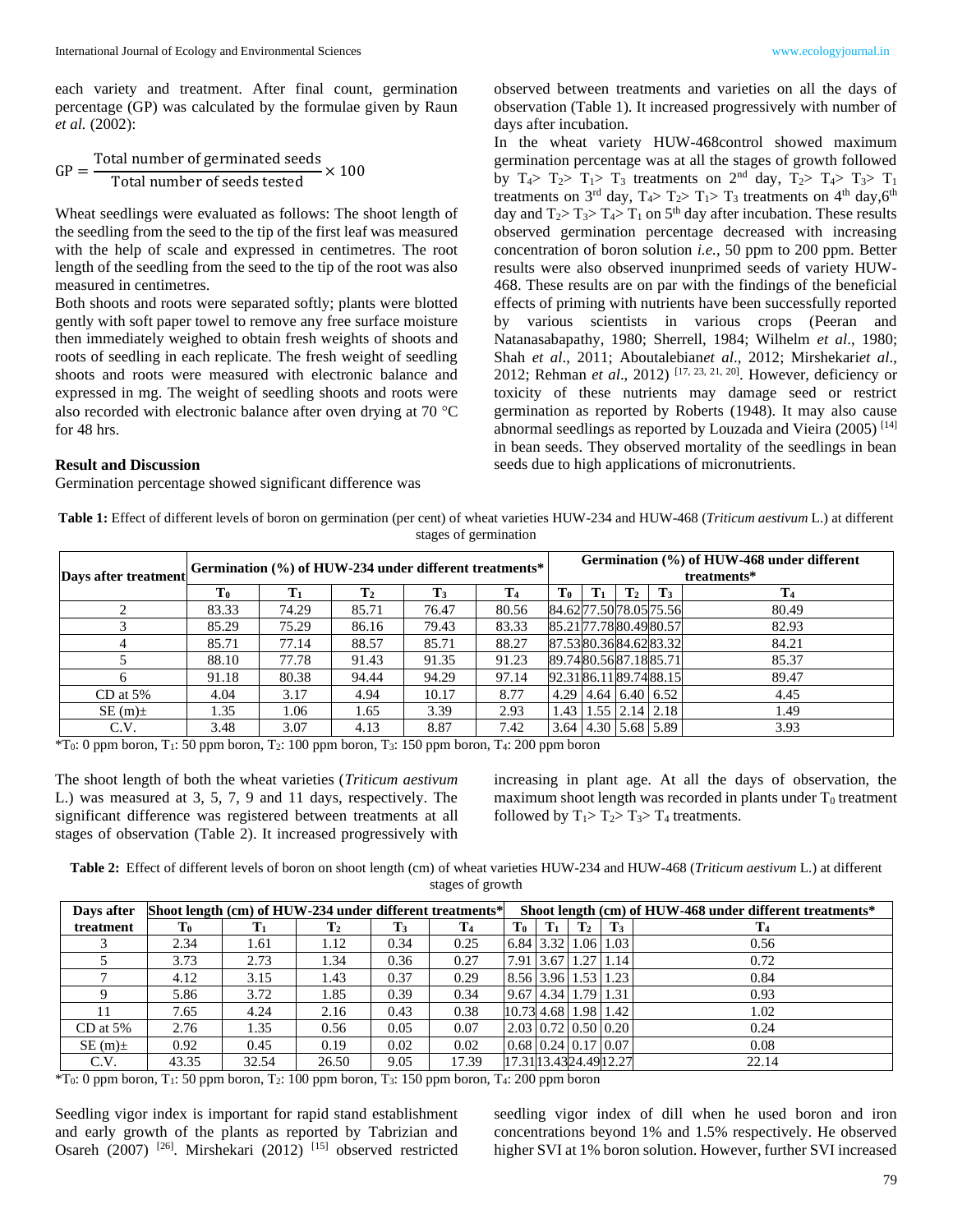each variety and treatment. After final count, germination percentage (GP) was calculated by the formulae given by Raun *et al.* (2002):

$$GP = \frac{\text{Total number of germinated seeds}}{\text{Total number of seeds tested}} \times 100$$

Wheat seedlings were evaluated as follows: The shoot length of the seedling from the seed to the tip of the first leaf was measured with the help of scale and expressed in centimetres. The root length of the seedling from the seed to the tip of the root was also measured in centimetres.

Both shoots and roots were separated softly; plants were blotted gently with soft paper towel to remove any free surface moisture then immediately weighed to obtain fresh weights of shoots and roots of seedling in each replicate. The fresh weight of seedling shoots and roots were measured with electronic balance and expressed in mg. The weight of seedling shoots and roots were also recorded with electronic balance after oven drying at 70 °C for 48 hrs.

## Result and Discussion

Germination percentage showed significant difference was observed between treatments and varieties on all the days of observation (Table 1). It increased progressively with number of days after incubation.

In the wheat variety HUW-468control showed maximum germination percentage was at all the stages of growth followed by $T_4 > T_2 > T_1 > T_3$ treatments on 2nd day, $T_2 > T_4 > T_3 > T_1$ treatments on 3rd day, $T_4 > T_2 > T_1 > T_3$ treatments on 4th day,6th day and $T_2 > T_3 > T_4 > T_1$ on 5th day after incubation. These results observed germination percentage decreased with increasing concentration of boron solution *i.e.*, 50 ppm to 200 ppm. Better results were also observed inunprimed seeds of variety HUW-468. These results are on par with the findings of the beneficial effects of priming with nutrients have been successfully reported by various scientists in various crops (Peeran and Natanasabapathy, 1980; Sherrell, 1984; Wilhelm *et al*., 1980; Shah *et al*., 2011; Aboutalebian*et al*., 2012; Mirshekari*et al*., 2012; Rehman *et al*., 2012) [17, 23, 21, 20]. However, deficiency or toxicity of these nutrients may damage seed or restrict germination as reported by Roberts (1948). It may also cause abnormal seedlings as reported by Louzada and Vieira (2005) [14] in bean seeds. They observed mortality of the seedlings in bean seeds due to high applications of micronutrients.

**Table 1:** Effect of different levels of boron on germination (per cent) of wheat varieties HUW-234 and HUW-468 (*Triticum aestivum* L.) at different stages of germination

| Days after treatment | Germination (%) of HUW-234 under different treatments* | | | | | Germination (%) of HUW-468 under different treatments* | | | | |
|---|---|---|---|---|---|---|---|---|---|---|
| | $T_0$ | $T_1$ | $T_2$ | $T_3$ | $T_4$ | $T_0$ | $T_1$ | $T_2$ | $T_3$ | $T_4$ |
| 2 | 83.33 | 74.29 | 85.71 | 76.47 | 80.56 | 84.62 | 77.50 | 78.05 | 75.56 | 80.49 |
| 3 | 85.29 | 75.29 | 86.16 | 79.43 | 83.33 | 85.21 | 77.78 | 80.49 | 80.57 | 82.93 |
| 4 | 85.71 | 77.14 | 88.57 | 85.71 | 88.27 | 87.53 | 80.36 | 84.62 | 83.32 | 84.21 |
| 5 | 88.10 | 77.78 | 91.43 | 91.35 | 91.23 | 89.74 | 80.56 | 87.18 | 85.71 | 85.37 |
| 6 | 91.18 | 80.38 | 94.44 | 94.29 | 97.14 | 92.31 | 86.11 | 89.74 | 88.15 | 89.47 |
| CD at 5% | 4.04 | 3.17 | 4.94 | 10.17 | 8.77 | 4.29 | 4.64 | 6.40 | 6.52 | 4.45 |
| SE (m)± | 1.35 | 1.06 | 1.65 | 3.39 | 2.93 | 1.43 | 1.55 | 2.14 | 2.18 | 1.49 |
| C.V. | 3.48 | 3.07 | 4.13 | 8.87 | 7.42 | 3.64 | 4.30 | 5.68 | 5.89 | 3.93 |

*$T_0$: 0 ppm boron, $T_1$: 50 ppm boron, $T_2$: 100 ppm boron, $T_3$: 150 ppm boron, $T_4$: 200 ppm boron

The shoot length of both the wheat varieties (*Triticum aestivum* L.) was measured at 3, 5, 7, 9 and 11 days, respectively. The significant difference was registered between treatments at all stages of observation (Table 2). It increased progressively with increasing in plant age. At all the days of observation, the maximum shoot length was recorded in plants under $T_0$ treatment followed by $T_1 > T_2 > T_3 > T_4$ treatments.

**Table 2:** Effect of different levels of boron on shoot length (cm) of wheat varieties HUW-234 and HUW-468 (*Triticum aestivum* L.) at different stages of growth

| Days after treatment | Shoot length (cm) of HUW-234 under different treatments* | | | | | Shoot length (cm) of HUW-468 under different treatments* | | | | |
|---|---|---|---|---|---|---|---|---|---|---|
| | $T_0$ | $T_1$ | $T_2$ | $T_3$ | $T_4$ | $T_0$ | $T_1$ | $T_2$ | $T_3$ | $T_4$ |
| 3 | 2.34 | 1.61 | 1.12 | 0.34 | 0.25 | 6.84 | 3.32 | 1.06 | 1.03 | 0.56 |
| 5 | 3.73 | 2.73 | 1.34 | 0.36 | 0.27 | 7.91 | 3.67 | 1.27 | 1.14 | 0.72 |
| 7 | 4.12 | 3.15 | 1.43 | 0.37 | 0.29 | 8.56 | 3.96 | 1.53 | 1.23 | 0.84 |
| 9 | 5.86 | 3.72 | 1.85 | 0.39 | 0.34 | 9.67 | 4.34 | 1.79 | 1.31 | 0.93 |
| 11 | 7.65 | 4.24 | 2.16 | 0.43 | 0.38 | 10.73 | 4.68 | 1.98 | 1.42 | 1.02 |
| CD at 5% | 2.76 | 1.35 | 0.56 | 0.05 | 0.07 | 2.03 | 0.72 | 0.50 | 0.20 | 0.24 |
| SE (m)± | 0.92 | 0.45 | 0.19 | 0.02 | 0.02 | 0.68 | 0.24 | 0.17 | 0.07 | 0.08 |
| C.V. | 43.35 | 32.54 | 26.50 | 9.05 | 17.39 | 17.31 | 13.43 | 24.49 | 12.27 | 22.14 |

*$T_0$: 0 ppm boron, $T_1$: 50 ppm boron, $T_2$: 100 ppm boron, $T_3$: 150 ppm boron, $T_4$: 200 ppm boron

Seedling vigor index is important for rapid stand establishment and early growth of the plants as reported by Tabrizian and Osareh (2007) [26]. Mirshekari (2012) [15] observed restricted seedling vigor index of dill when he used boron and iron concentrations beyond 1% and 1.5% respectively. He observed higher SVI at 1% boron solution. However, further SVI increased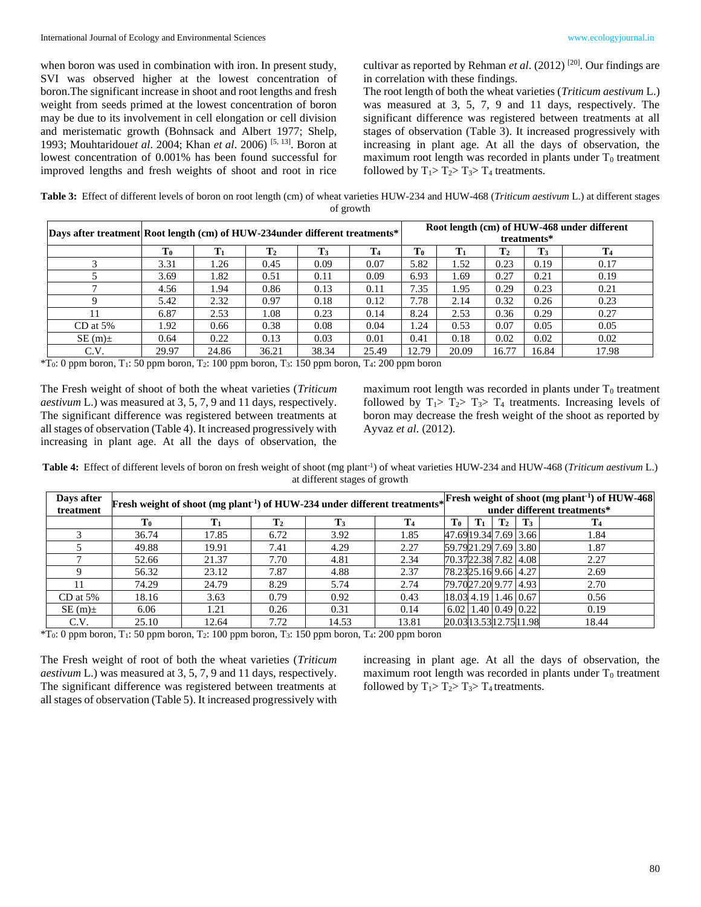when boron was used in combination with iron. In present study, SVI was observed higher at the lowest concentration of boron.The significant increase in shoot and root lengths and fresh weight from seeds primed at the lowest concentration of boron may be due to its involvement in cell elongation or cell division and meristematic growth (Bohnsack and Albert 1977; Shelp, 1993; Mouhtaridou*et al*. 2004; Khan *et al*. 2006) [5, 13]. Boron at lowest concentration of 0.001% has been found successful for improved lengths and fresh weights of shoot and root in rice cultivar as reported by Rehman *et al*. (2012) [20]. Our findings are in correlation with these findings.

The root length of both the wheat varieties (*Triticum aestivum* L.) was measured at 3, 5, 7, 9 and 11 days, respectively. The significant difference was registered between treatments at all stages of observation (Table 3). It increased progressively with increasing in plant age. At all the days of observation, the maximum root length was recorded in plants under $T_0$ treatment followed by $T_1 > T_2 > T_3 > T_4$ treatments.

**Table 3:** Effect of different levels of boron on root length (cm) of wheat varieties HUW-234 and HUW-468 (*Triticum aestivum* L.) at different stages of growth

| Days after treatment | Root length (cm) of HUW-234under different treatments* | | | | | Root length (cm) of HUW-468 under different treatments* | | | | |
|---|---|---|---|---|---|---|---|---|---|---|
| | $T_0$ | $T_1$ | $T_2$ | $T_3$ | $T_4$ | $T_0$ | $T_1$ | $T_2$ | $T_3$ | $T_4$ |
| 3 | 3.31 | 1.26 | 0.45 | 0.09 | 0.07 | 5.82 | 1.52 | 0.23 | 0.19 | 0.17 |
| 5 | 3.69 | 1.82 | 0.51 | 0.11 | 0.09 | 6.93 | 1.69 | 0.27 | 0.21 | 0.19 |
| 7 | 4.56 | 1.94 | 0.86 | 0.13 | 0.11 | 7.35 | 1.95 | 0.29 | 0.23 | 0.21 |
| 9 | 5.42 | 2.32 | 0.97 | 0.18 | 0.12 | 7.78 | 2.14 | 0.32 | 0.26 | 0.23 |
| 11 | 6.87 | 2.53 | 1.08 | 0.23 | 0.14 | 8.24 | 2.53 | 0.36 | 0.29 | 0.27 |
| CD at 5% | 1.92 | 0.66 | 0.38 | 0.08 | 0.04 | 1.24 | 0.53 | 0.07 | 0.05 | 0.05 |
| SE (m)± | 0.64 | 0.22 | 0.13 | 0.03 | 0.01 | 0.41 | 0.18 | 0.02 | 0.02 | 0.02 |
| C.V. | 29.97 | 24.86 | 36.21 | 38.34 | 25.49 | 12.79 | 20.09 | 16.77 | 16.84 | 17.98 |

*$T_0$: 0 ppm boron, $T_1$: 50 ppm boron, $T_2$: 100 ppm boron, $T_3$: 150 ppm boron, $T_4$: 200 ppm boron

The Fresh weight of shoot of both the wheat varieties (*Triticum aestivum* L.) was measured at 3, 5, 7, 9 and 11 days, respectively. The significant difference was registered between treatments at all stages of observation (Table 4). It increased progressively with increasing in plant age. At all the days of observation, the maximum root length was recorded in plants under $T_0$ treatment followed by $T_1 > T_2 > T_3 > T_4$ treatments. Increasing levels of boron may decrease the fresh weight of the shoot as reported by Ayvaz *et al*. (2012).

**Table 4:** Effect of different levels of boron on fresh weight of shoot (mg plant$^{-1}$) of wheat varieties HUW-234 and HUW-468 (*Triticum aestivum* L.) at different stages of growth

| Days after treatment | Fresh weight of shoot (mg plant$^{-1}$) of HUW-234 under different treatments* | | | | | Fresh weight of shoot (mg plant$^{-1}$) of HUW-468 under different treatments* | | | | |
|---|---|---|---|---|---|---|---|---|---|---|
| | $T_0$ | $T_1$ | $T_2$ | $T_3$ | $T_4$ | $T_0$ | $T_1$ | $T_2$ | $T_3$ | $T_4$ |
| 3 | 36.74 | 17.85 | 6.72 | 3.92 | 1.85 | 47.69 | 19.34 | 7.69 | 3.66 | 1.84 |
| 5 | 49.88 | 19.91 | 7.41 | 4.29 | 2.27 | 59.79 | 21.29 | 7.69 | 3.80 | 1.87 |
| 7 | 52.66 | 21.37 | 7.70 | 4.81 | 2.34 | 70.37 | 22.38 | 7.82 | 4.08 | 2.27 |
| 9 | 56.32 | 23.12 | 7.87 | 4.88 | 2.37 | 78.23 | 25.16 | 9.66 | 4.27 | 2.69 |
| 11 | 74.29 | 24.79 | 8.29 | 5.74 | 2.74 | 79.70 | 27.20 | 9.77 | 4.93 | 2.70 |
| CD at 5% | 18.16 | 3.63 | 0.79 | 0.92 | 0.43 | 18.03 | 4.19 | 1.46 | 0.67 | 0.56 |
| SE (m)± | 6.06 | 1.21 | 0.26 | 0.31 | 0.14 | 6.02 | 1.40 | 0.49 | 0.22 | 0.19 |
| C.V. | 25.10 | 12.64 | 7.72 | 14.53 | 13.81 | 20.03 | 13.53 | 12.75 | 11.98 | 18.44 |

*$T_0$: 0 ppm boron, $T_1$: 50 ppm boron, $T_2$: 100 ppm boron, $T_3$: 150 ppm boron, $T_4$: 200 ppm boron

The Fresh weight of root of both the wheat varieties (*Triticum aestivum* L.) was measured at 3, 5, 7, 9 and 11 days, respectively. The significant difference was registered between treatments at all stages of observation (Table 5). It increased progressively with increasing in plant age. At all the days of observation, the maximum root length was recorded in plants under $T_0$ treatment followed by $T_1 > T_2 > T_3 > T_4$ treatments.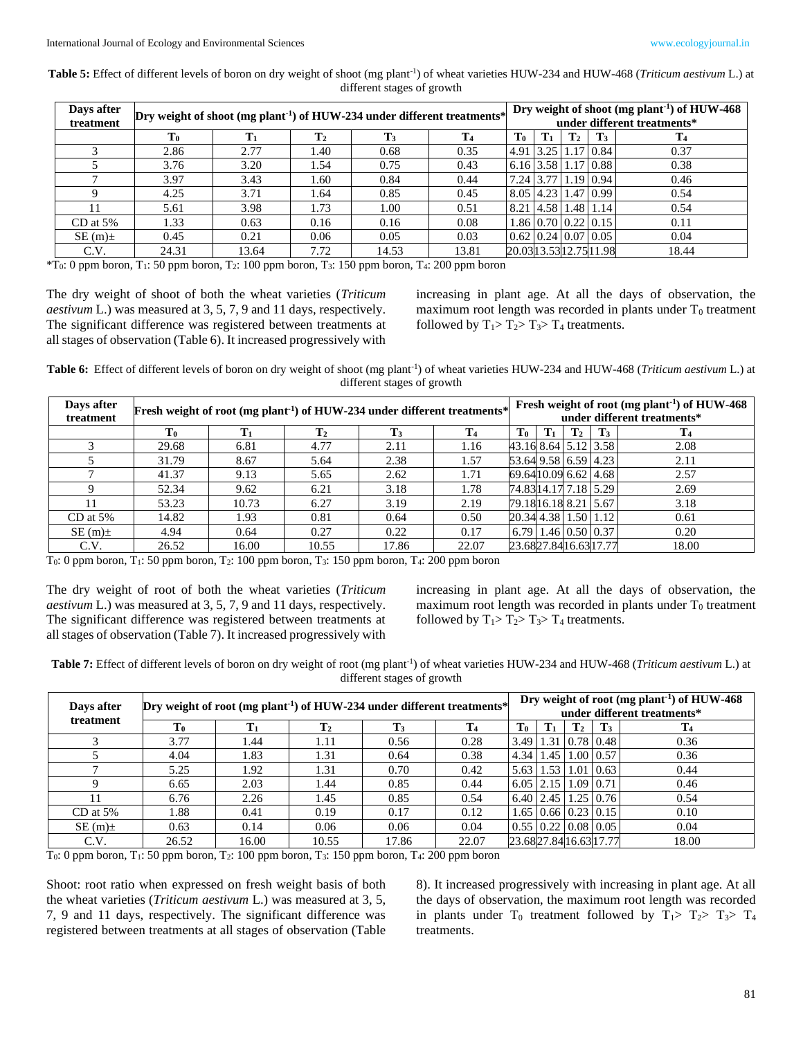**Table 5:** Effect of different levels of boron on dry weight of shoot (mg plant$^{-1}$) of wheat varieties HUW-234 and HUW-468 (*Triticum aestivum* L.) at different stages of growth

| Days after treatment | Dry weight of shoot (mg plant$^{-1}$) of HUW-234 under different treatments* | | | | | Dry weight of shoot (mg plant$^{-1}$) of HUW-468 under different treatments* | | | | |
|---|---|---|---|---|---|---|---|---|---|---|
| | $T_0$ | $T_1$ | $T_2$ | $T_3$ | $T_4$ | $T_0$ | $T_1$ | $T_2$ | $T_3$ | $T_4$ |
| 3 | 2.86 | 2.77 | 1.40 | 0.68 | 0.35 | 4.91 | 3.25 | 1.17 | 0.84 | 0.37 |
| 5 | 3.76 | 3.20 | 1.54 | 0.75 | 0.43 | 6.16 | 3.58 | 1.17 | 0.88 | 0.38 |
| 7 | 3.97 | 3.43 | 1.60 | 0.84 | 0.44 | 7.24 | 3.77 | 1.19 | 0.94 | 0.46 |
| 9 | 4.25 | 3.71 | 1.64 | 0.85 | 0.45 | 8.05 | 4.23 | 1.47 | 0.99 | 0.54 |
| 11 | 5.61 | 3.98 | 1.73 | 1.00 | 0.51 | 8.21 | 4.58 | 1.48 | 1.14 | 0.54 |
| CD at 5% | 1.33 | 0.63 | 0.16 | 0.16 | 0.08 | 1.86 | 0.70 | 0.22 | 0.15 | 0.11 |
| SE (m)± | 0.45 | 0.21 | 0.06 | 0.05 | 0.03 | 0.62 | 0.24 | 0.07 | 0.05 | 0.04 |
| C.V. | 24.31 | 13.64 | 7.72 | 14.53 | 13.81 | 20.03 | 13.53 | 12.75 | 11.98 | 18.44 |

*$T_0$: 0 ppm boron, $T_1$: 50 ppm boron, $T_2$: 100 ppm boron, $T_3$: 150 ppm boron, $T_4$: 200 ppm boron

The dry weight of shoot of both the wheat varieties (*Triticum aestivum* L.) was measured at 3, 5, 7, 9 and 11 days, respectively. The significant difference was registered between treatments at all stages of observation (Table 6). It increased progressively with increasing in plant age. At all the days of observation, the maximum root length was recorded in plants under $T_0$ treatment followed by $T_1 > T_2 > T_3 > T_4$ treatments.

**Table 6:** Effect of different levels of boron on dry weight of shoot (mg plant$^{-1}$) of wheat varieties HUW-234 and HUW-468 (*Triticum aestivum* L.) at different stages of growth

| Days after treatment | Fresh weight of root (mg plant$^{-1}$) of HUW-234 under different treatments* | | | | | Fresh weight of root (mg plant$^{-1}$) of HUW-468 under different treatments* | | | | |
|---|---|---|---|---|---|---|---|---|---|---|
| | $T_0$ | $T_1$ | $T_2$ | $T_3$ | $T_4$ | $T_0$ | $T_1$ | $T_2$ | $T_3$ | $T_4$ |
| 3 | 29.68 | 6.81 | 4.77 | 2.11 | 1.16 | 43.16 | 8.64 | 5.12 | 3.58 | 2.08 |
| 5 | 31.79 | 8.67 | 5.64 | 2.38 | 1.57 | 53.64 | 9.58 | 6.59 | 4.23 | 2.11 |
| 7 | 41.37 | 9.13 | 5.65 | 2.62 | 1.71 | 69.64 | 10.09 | 6.62 | 4.68 | 2.57 |
| 9 | 52.34 | 9.62 | 6.21 | 3.18 | 1.78 | 74.83 | 14.17 | 7.18 | 5.29 | 2.69 |
| 11 | 53.23 | 10.73 | 6.27 | 3.19 | 2.19 | 79.18 | 16.18 | 8.21 | 5.67 | 3.18 |
| CD at 5% | 14.82 | 1.93 | 0.81 | 0.64 | 0.50 | 20.34 | 4.38 | 1.50 | 1.12 | 0.61 |
| SE (m)± | 4.94 | 0.64 | 0.27 | 0.22 | 0.17 | 6.79 | 1.46 | 0.50 | 0.37 | 0.20 |
| C.V. | 26.52 | 16.00 | 10.55 | 17.86 | 22.07 | 23.68 | 27.84 | 16.63 | 17.77 | 18.00 |

$T_0$: 0 ppm boron, $T_1$: 50 ppm boron, $T_2$: 100 ppm boron, $T_3$: 150 ppm boron, $T_4$: 200 ppm boron

The dry weight of root of both the wheat varieties (*Triticum aestivum* L.) was measured at 3, 5, 7, 9 and 11 days, respectively. The significant difference was registered between treatments at all stages of observation (Table 7). It increased progressively with increasing in plant age. At all the days of observation, the maximum root length was recorded in plants under $T_0$ treatment followed by $T_1 > T_2 > T_3 > T_4$ treatments.

**Table 7:** Effect of different levels of boron on dry weight of root (mg plant$^{-1}$) of wheat varieties HUW-234 and HUW-468 (*Triticum aestivum* L.) at different stages of growth

| Days after treatment | Dry weight of root (mg plant$^{-1}$) of HUW-234 under different treatments* | | | | | Dry weight of root (mg plant$^{-1}$) of HUW-468 under different treatments* | | | | |
|---|---|---|---|---|---|---|---|---|---|---|
| | $T_0$ | $T_1$ | $T_2$ | $T_3$ | $T_4$ | $T_0$ | $T_1$ | $T_2$ | $T_3$ | $T_4$ |
| 3 | 3.77 | 1.44 | 1.11 | 0.56 | 0.28 | 3.49 | 1.31 | 0.78 | 0.48 | 0.36 |
| 5 | 4.04 | 1.83 | 1.31 | 0.64 | 0.38 | 4.34 | 1.45 | 1.00 | 0.57 | 0.36 |
| 7 | 5.25 | 1.92 | 1.31 | 0.70 | 0.42 | 5.63 | 1.53 | 1.01 | 0.63 | 0.44 |
| 9 | 6.65 | 2.03 | 1.44 | 0.85 | 0.44 | 6.05 | 2.15 | 1.09 | 0.71 | 0.46 |
| 11 | 6.76 | 2.26 | 1.45 | 0.85 | 0.54 | 6.40 | 2.45 | 1.25 | 0.76 | 0.54 |
| CD at 5% | 1.88 | 0.41 | 0.19 | 0.17 | 0.12 | 1.65 | 0.66 | 0.23 | 0.15 | 0.10 |
| SE (m)± | 0.63 | 0.14 | 0.06 | 0.06 | 0.04 | 0.55 | 0.22 | 0.08 | 0.05 | 0.04 |
| C.V. | 26.52 | 16.00 | 10.55 | 17.86 | 22.07 | 23.68 | 27.84 | 16.63 | 17.77 | 18.00 |

$T_0$: 0 ppm boron, $T_1$: 50 ppm boron, $T_2$: 100 ppm boron, $T_3$: 150 ppm boron, $T_4$: 200 ppm boron

Shoot: root ratio when expressed on fresh weight basis of both the wheat varieties (*Triticum aestivum* L.) was measured at 3, 5, 7, 9 and 11 days, respectively. The significant difference was registered between treatments at all stages of observation (Table 8). It increased progressively with increasing in plant age. At all the days of observation, the maximum root length was recorded in plants under $T_0$ treatment followed by $T_1 > T_2 > T_3 > T_4$ treatments.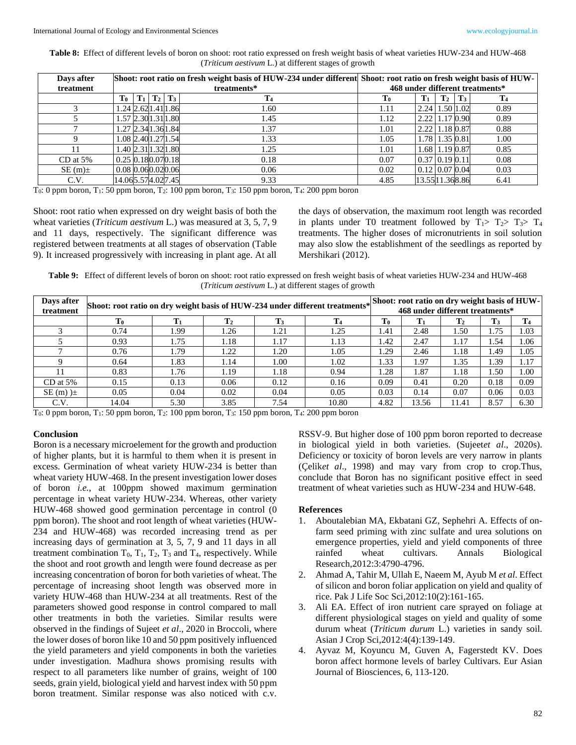**Table 8:** Effect of different levels of boron on shoot: root ratio expressed on fresh weight basis of wheat varieties HUW-234 and HUW-468 (*Triticum aestivum* L.) at different stages of growth

| Days after treatment | Shoot: root ratio on fresh weight basis of HUW-234 under different treatments* | | | | | Shoot: root ratio on fresh weight basis of HUW-468 under different treatments* | | | | |
|---|---|---|---|---|---|---|---|---|---|---|
| | $T_0$ | $T_1$ | $T_2$ | $T_3$ | $T_4$ | $T_0$ | $T_1$ | $T_2$ | $T_3$ | $T_4$ |
| 3 | 1.24 | 2.62 | 1.41 | 1.86 | 1.60 | 1.11 | 2.24 | 1.50 | 1.02 | 0.89 |
| 5 | 1.57 | 2.30 | 1.31 | 1.80 | 1.45 | 1.12 | 2.22 | 1.17 | 0.90 | 0.89 |
| 7 | 1.27 | 2.34 | 1.36 | 1.84 | 1.37 | 1.01 | 2.22 | 1.18 | 0.87 | 0.88 |
| 9 | 1.08 | 2.40 | 1.27 | 1.54 | 1.33 | 1.05 | 1.78 | 1.35 | 0.81 | 1.00 |
| 11 | 1.40 | 2.31 | 1.32 | 1.80 | 1.25 | 1.01 | 1.68 | 1.19 | 0.87 | 0.85 |
| CD at 5% | 0.25 | 0.18 | 0.07 | 0.18 | 0.18 | 0.07 | 0.37 | 0.19 | 0.11 | 0.08 |
| SE (m)± | 0.08 | 0.06 | 0.02 | 0.06 | 0.06 | 0.02 | 0.12 | 0.07 | 0.04 | 0.03 |
| C.V. | 14.06 | 5.57 | 4.02 | 7.45 | 9.33 | 4.85 | 13.55 | 11.36 | 8.86 | 6.41 |

$T_0$: 0 ppm boron, $T_1$: 50 ppm boron, $T_2$: 100 ppm boron, $T_3$: 150 ppm boron, $T_4$: 200 ppm boron

Shoot: root ratio when expressed on dry weight basis of both the wheat varieties (*Triticum aestivum* L.) was measured at 3, 5, 7, 9 and 11 days, respectively. The significant difference was registered between treatments at all stages of observation (Table 9). It increased progressively with increasing in plant age. At all the days of observation, the maximum root length was recorded in plants under T0 treatment followed by $T_1$> $T_2$> $T_3$> $T_4$ treatments. The higher doses of micronutrients in soil solution may also slow the establishment of the seedlings as reported by Mershikari (2012).

**Table 9:** Effect of different levels of boron on shoot: root ratio expressed on fresh weight basis of wheat varieties HUW-234 and HUW-468 (*Triticum aestivum* L.) at different stages of growth

| Days after treatment | Shoot: root ratio on dry weight basis of HUW-234 under different treatments* | | | | | Shoot: root ratio on dry weight basis of HUW-468 under different treatments* | | | | |
|---|---|---|---|---|---|---|---|---|---|---|
| | $T_0$ | $T_1$ | $T_2$ | $T_3$ | $T_4$ | $T_0$ | $T_1$ | $T_2$ | $T_3$ | $T_4$ |
| 3 | 0.74 | 1.99 | 1.26 | 1.21 | 1.25 | 1.41 | 2.48 | 1.50 | 1.75 | 1.03 |
| 5 | 0.93 | 1.75 | 1.18 | 1.17 | 1.13 | 1.42 | 2.47 | 1.17 | 1.54 | 1.06 |
| 7 | 0.76 | 1.79 | 1.22 | 1.20 | 1.05 | 1.29 | 2.46 | 1.18 | 1.49 | 1.05 |
| 9 | 0.64 | 1.83 | 1.14 | 1.00 | 1.02 | 1.33 | 1.97 | 1.35 | 1.39 | 1.17 |
| 11 | 0.83 | 1.76 | 1.19 | 1.18 | 0.94 | 1.28 | 1.87 | 1.18 | 1.50 | 1.00 |
| CD at 5% | 0.15 | 0.13 | 0.06 | 0.12 | 0.16 | 0.09 | 0.41 | 0.20 | 0.18 | 0.09 |
| SE (m) )± | 0.05 | 0.04 | 0.02 | 0.04 | 0.05 | 0.03 | 0.14 | 0.07 | 0.06 | 0.03 |
| C.V. | 14.04 | 5.30 | 3.85 | 7.54 | 10.80 | 4.82 | 13.56 | 11.41 | 8.57 | 6.30 |

$T_0$: 0 ppm boron, $T_1$: 50 ppm boron, $T_2$: 100 ppm boron, $T_3$: 150 ppm boron, $T_4$: 200 ppm boron

## Conclusion

Boron is a necessary microelement for the growth and production of higher plants, but it is harmful to them when it is present in excess. Germination of wheat variety HUW-234 is better than wheat variety HUW-468. In the present investigation lower doses of boron *i.e.,* at 100ppm showed maximum germination percentage in wheat variety HUW-234. Whereas, other variety HUW-468 showed good germination percentage in control (0 ppm boron). The shoot and root length of wheat varieties (HUW-234 and HUW-468) was recorded increasing trend as per increasing days of germination at 3, 5, 7, 9 and 11 days in all treatment combination $T_0$, $T_1$, $T_2$, $T_3$ and $T_4$, respectively. While the shoot and root growth and length were found decrease as per increasing concentration of boron for both varieties of wheat. The percentage of increasing shoot length was observed more in variety HUW-468 than HUW-234 at all treatments. Rest of the parameters showed good response in control compared to mall other treatments in both the varieties. Similar results were observed in the findings of Sujeet *et al*., 2020 in Broccoli, where the lower doses of boron like 10 and 50 ppm positively influenced the yield parameters and yield components in both the varieties under investigation. Madhura shows promising results with respect to all parameters like number of grains, weight of 100 seeds, grain yield, biological yield and harvest index with 50 ppm boron treatment. Similar response was also noticed with c.v. RSSV-9. But higher dose of 100 ppm boron reported to decrease in biological yield in both varieties. (Sujeet*et al*., 2020s). Deficiency or toxicity of boron levels are very narrow in plants (Çelik*et al*., 1998) and may vary from crop to crop.Thus, conclude that Boron has no significant positive effect in seed treatment of wheat varieties such as HUW-234 and HUW-648.

## References

1. Aboutalebian MA, Ekbatani GZ, Sephehri A. Effects of on-farm seed priming with zinc sulfate and urea solutions on emergence properties, yield and yield components of three rainfed wheat cultivars. Annals Biological Research,2012:3:4790-4796.
2. Ahmad A, Tahir M, Ullah E, Naeem M, Ayub M *et al*. Effect of silicon and boron foliar application on yield and quality of rice. Pak J Life Soc Sci,2012:10(2):161-165.
3. Ali EA. Effect of iron nutrient care sprayed on foliage at different physiological stages on yield and quality of some durum wheat (*Triticum durum* L.) varieties in sandy soil. Asian J Crop Sci,2012:4(4):139-149.
4. Ayvaz M, Koyuncu M, Guven A, Fagerstedt KV. Does boron affect hormone levels of barley Cultivars. Eur Asian Journal of Biosciences, 6, 113-120.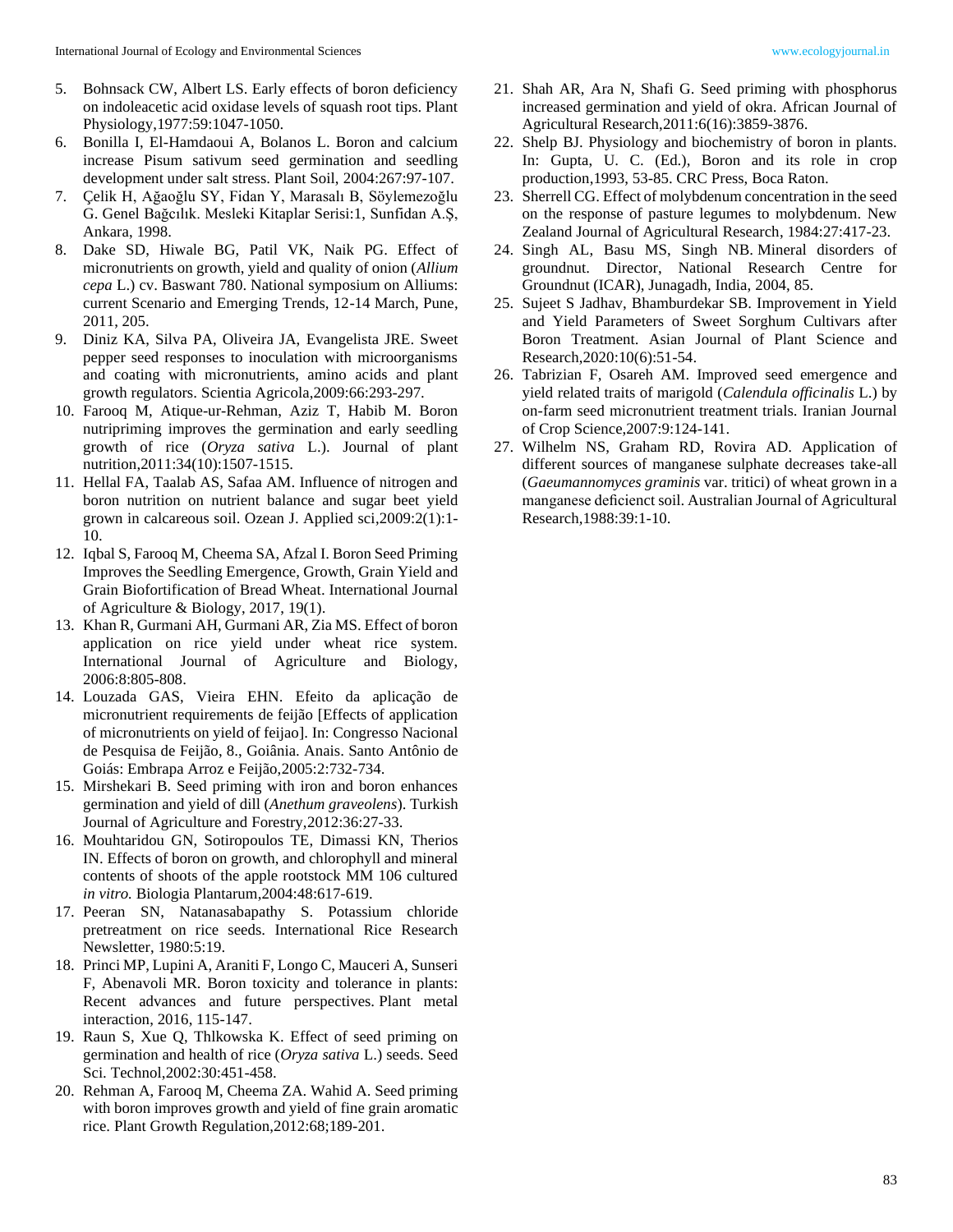5. Bohnsack CW, Albert LS. Early effects of boron deficiency on indoleacetic acid oxidase levels of squash root tips. Plant Physiology,1977:59:1047-1050.
6. Bonilla I, El-Hamdaoui A, Bolanos L. Boron and calcium increase Pisum sativum seed germination and seedling development under salt stress. Plant Soil, 2004:267:97-107.
7. Çelik H, Ağaoğlu SY, Fidan Y, Marasalı B, Söylemezoğlu G. Genel Bağcılık. Mesleki Kitaplar Serisi:1, Sunfidan A.Ş, Ankara, 1998.
8. Dake SD, Hiwale BG, Patil VK, Naik PG. Effect of micronutrients on growth, yield and quality of onion (*Allium cepa* L.) cv. Baswant 780. National symposium on Alliums: current Scenario and Emerging Trends, 12-14 March, Pune, 2011, 205.
9. Diniz KA, Silva PA, Oliveira JA, Evangelista JRE. Sweet pepper seed responses to inoculation with microorganisms and coating with micronutrients, amino acids and plant growth regulators. Scientia Agricola,2009:66:293-297.
10. Farooq M, Atique-ur-Rehman, Aziz T, Habib M. Boron nutripriming improves the germination and early seedling growth of rice (*Oryza sativa* L.). Journal of plant nutrition,2011:34(10):1507-1515.
11. Hellal FA, Taalab AS, Safaa AM. Influence of nitrogen and boron nutrition on nutrient balance and sugar beet yield grown in calcareous soil. Ozean J. Applied sci,2009:2(1):1-10.
12. Iqbal S, Farooq M, Cheema SA, Afzal I. Boron Seed Priming Improves the Seedling Emergence, Growth, Grain Yield and Grain Biofortification of Bread Wheat. International Journal of Agriculture & Biology, 2017, 19(1).
13. Khan R, Gurmani AH, Gurmani AR, Zia MS. Effect of boron application on rice yield under wheat rice system. International Journal of Agriculture and Biology, 2006:8:805-808.
14. Louzada GAS, Vieira EHN. Efeito da aplicação de micronutrient requirements de feijão [Effects of application of micronutrients on yield of feijao]. In: Congresso Nacional de Pesquisa de Feijão, 8., Goiânia. Anais. Santo Antônio de Goiás: Embrapa Arroz e Feijão,2005:2:732-734.
15. Mirshekari B. Seed priming with iron and boron enhances germination and yield of dill (*Anethum graveolens*). Turkish Journal of Agriculture and Forestry,2012:36:27-33.
16. Mouhtaridou GN, Sotiropoulos TE, Dimassi KN, Therios IN. Effects of boron on growth, and chlorophyll and mineral contents of shoots of the apple rootstock MM 106 cultured *in vitro.* Biologia Plantarum,2004:48:617-619.
17. Peeran SN, Natanasabapathy S. Potassium chloride pretreatment on rice seeds. International Rice Research Newsletter, 1980:5:19.
18. Princi MP, Lupini A, Araniti F, Longo C, Mauceri A, Sunseri F, Abenavoli MR. Boron toxicity and tolerance in plants: Recent advances and future perspectives. Plant metal interaction, 2016, 115-147.
19. Raun S, Xue Q, Thlkowska K. Effect of seed priming on germination and health of rice (*Oryza sativa* L.) seeds. Seed Sci. Technol,2002:30:451-458.
20. Rehman A, Farooq M, Cheema ZA. Wahid A. Seed priming with boron improves growth and yield of fine grain aromatic rice. Plant Growth Regulation,2012:68;189-201.
21. Shah AR, Ara N, Shafi G. Seed priming with phosphorus increased germination and yield of okra. African Journal of Agricultural Research,2011:6(16):3859-3876.
22. Shelp BJ. Physiology and biochemistry of boron in plants. In: Gupta, U. C. (Ed.), Boron and its role in crop production,1993, 53-85. CRC Press, Boca Raton.
23. Sherrell CG. Effect of molybdenum concentration in the seed on the response of pasture legumes to molybdenum. New Zealand Journal of Agricultural Research, 1984:27:417-23.
24. Singh AL, Basu MS, Singh NB. Mineral disorders of groundnut. Director, National Research Centre for Groundnut (ICAR), Junagadh, India, 2004, 85.
25. Sujeet S Jadhav, Bhamburdekar SB. Improvement in Yield and Yield Parameters of Sweet Sorghum Cultivars after Boron Treatment. Asian Journal of Plant Science and Research,2020:10(6):51-54.
26. Tabrizian F, Osareh AM. Improved seed emergence and yield related traits of marigold (*Calendula officinalis* L.) by on-farm seed micronutrient treatment trials. Iranian Journal of Crop Science,2007:9:124-141.
27. Wilhelm NS, Graham RD, Rovira AD. Application of different sources of manganese sulphate decreases take-all (*Gaeumannomyces graminis* var. tritici) of wheat grown in a manganese deficienct soil. Australian Journal of Agricultural Research,1988:39:1-10.